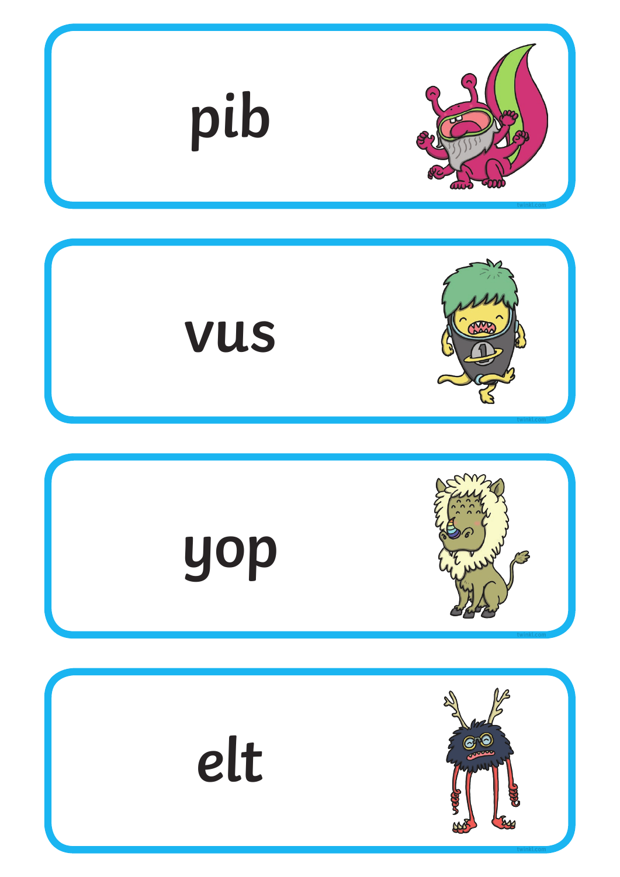pib

vus

yop

elt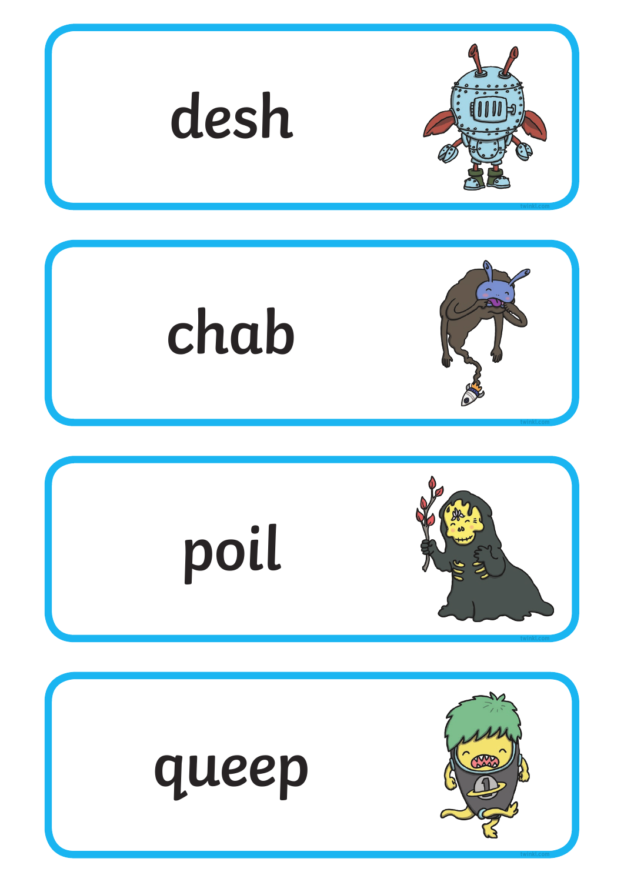desh

chab

poil

queep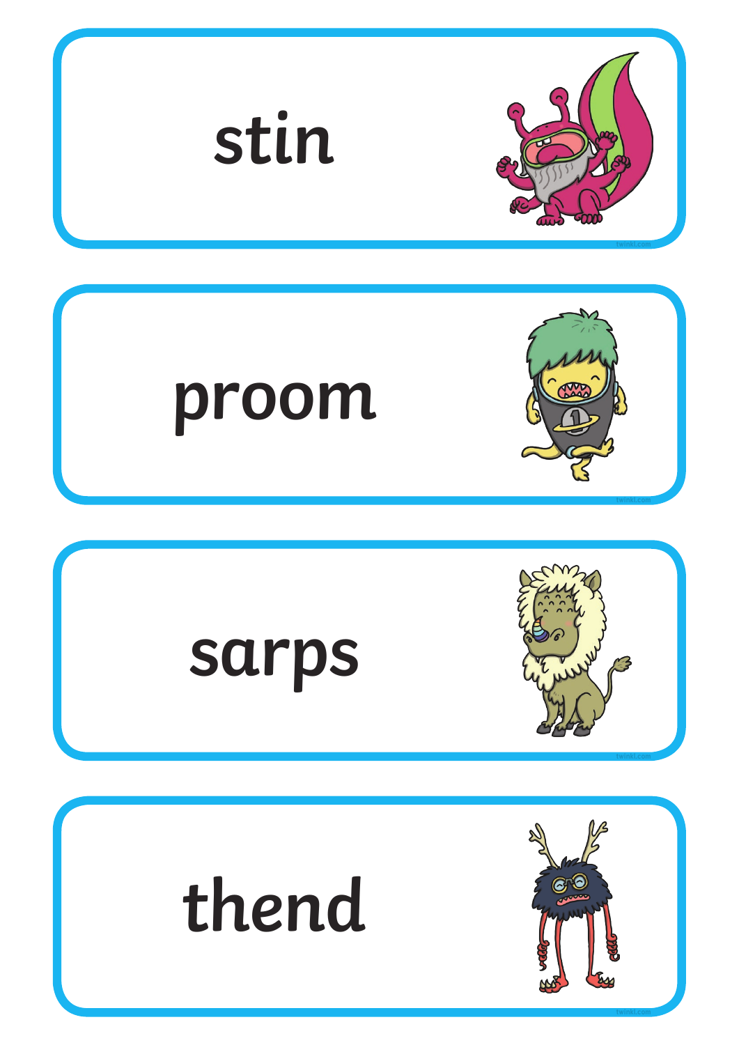stin

proom

sarps

thend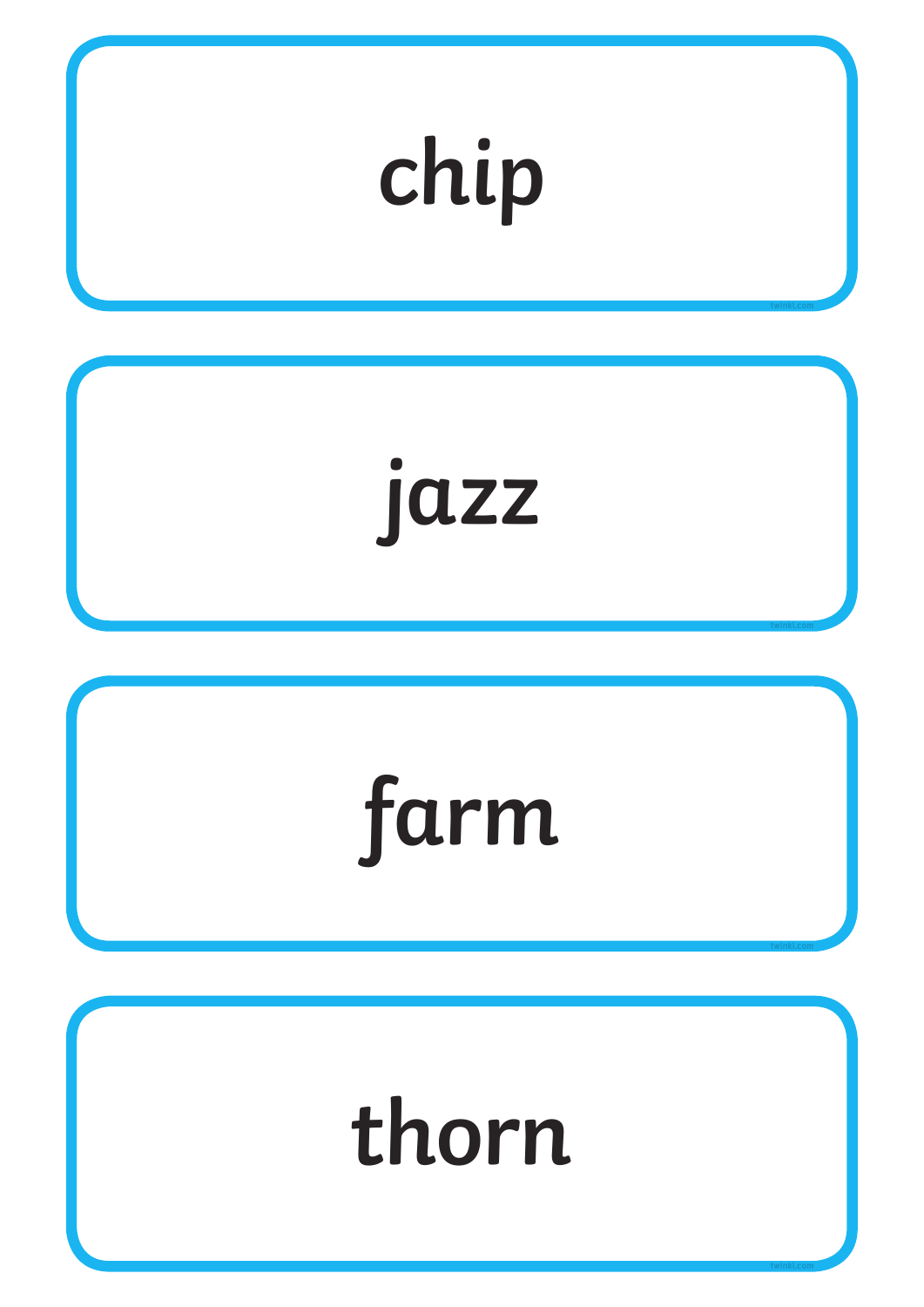chip

jazz

farm

thorn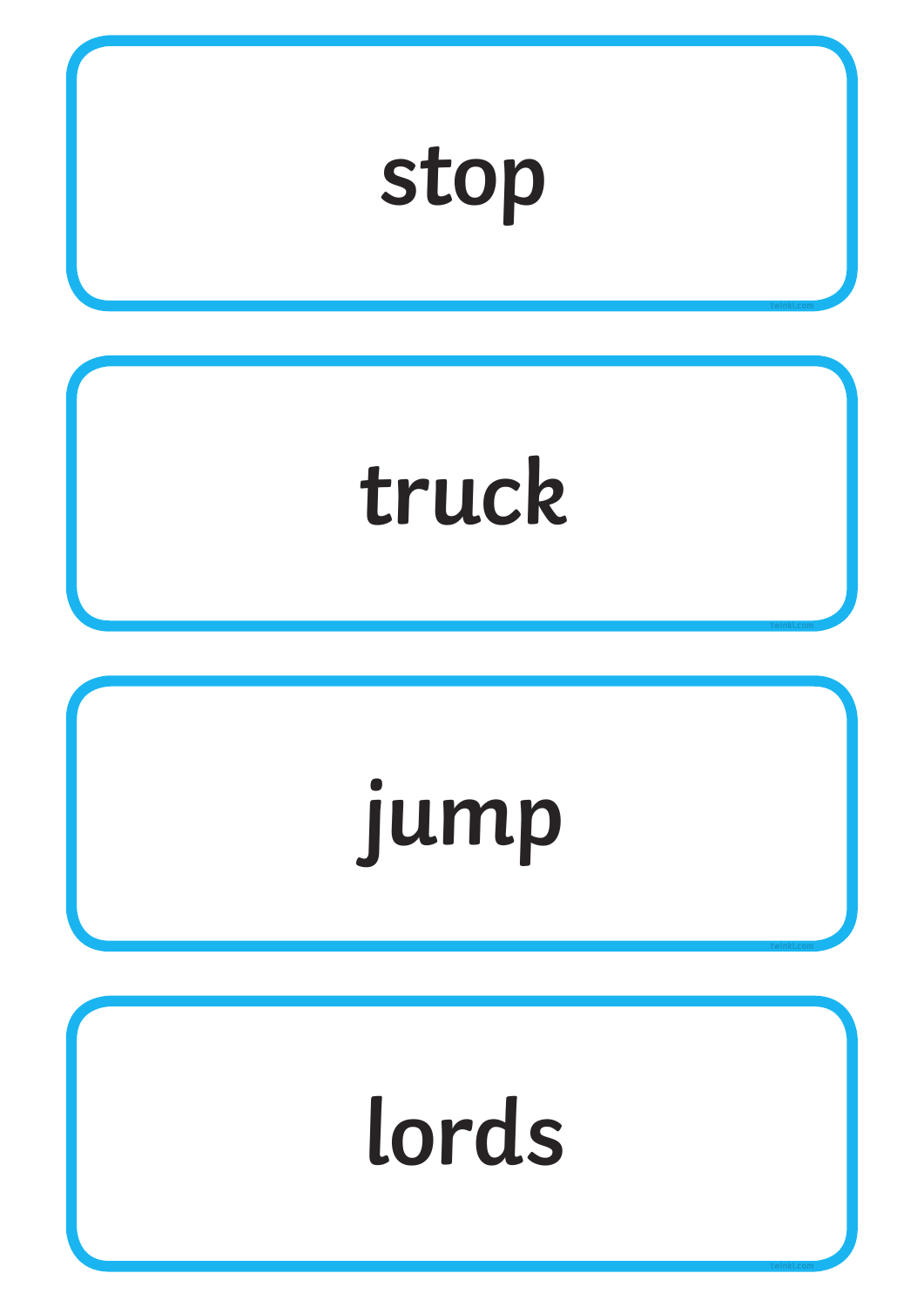stop

truck

jump

lords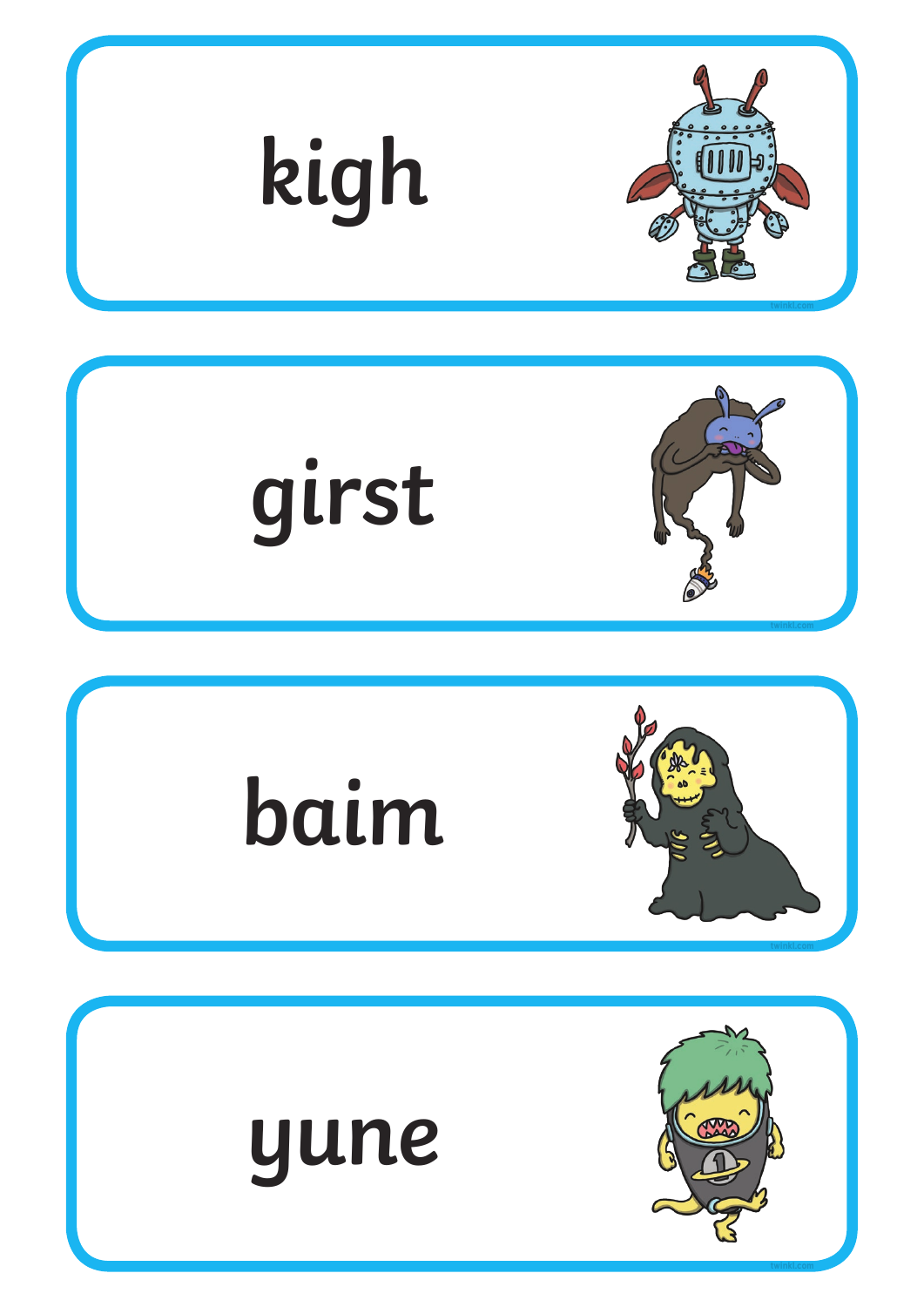kigh

girst

baim

yune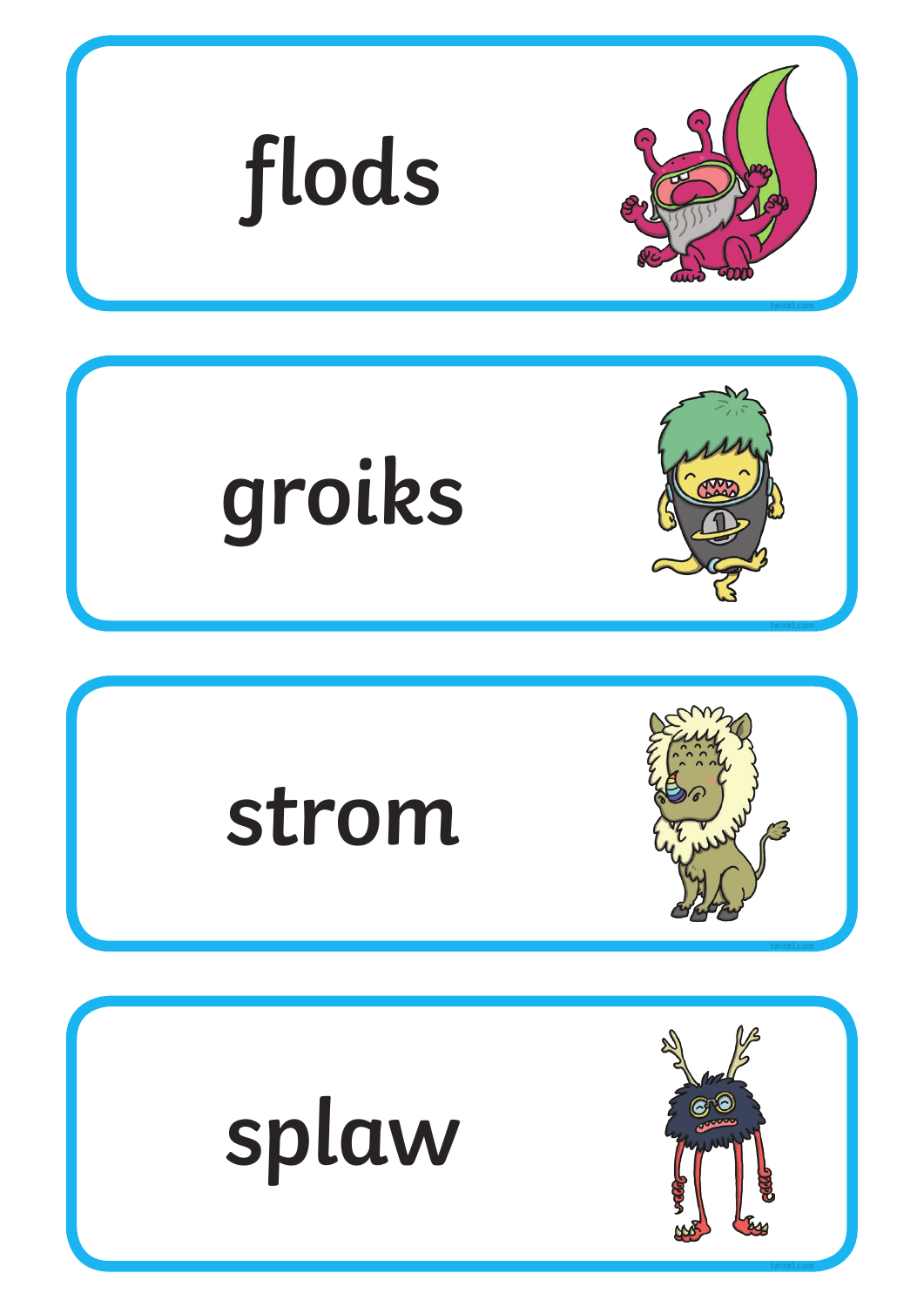flods

groiks

strom

splaw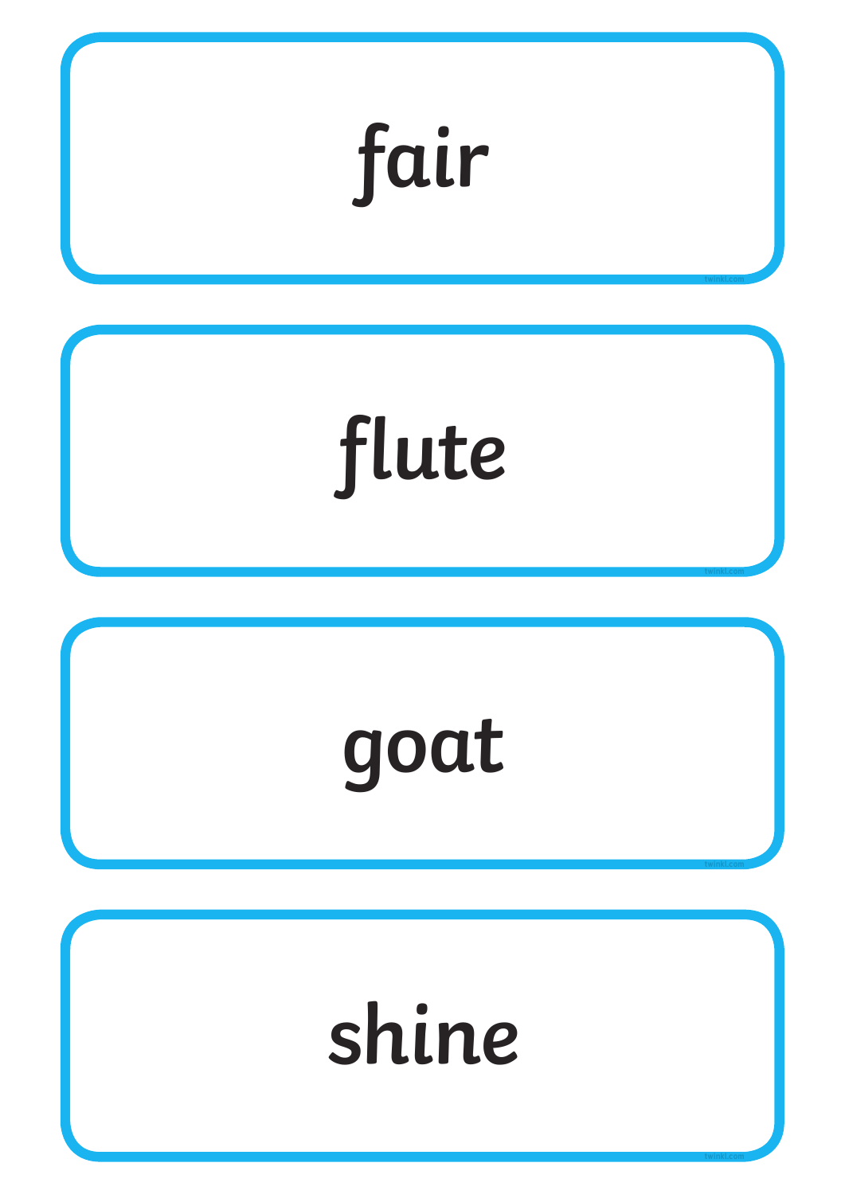fair

flute

goat

shine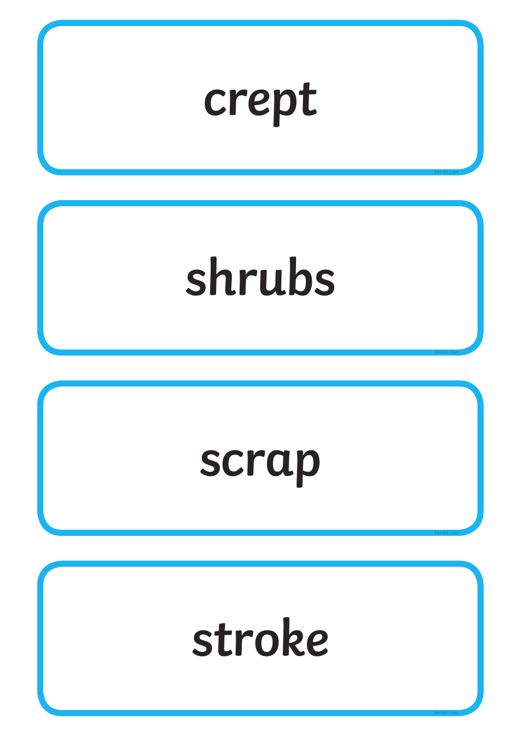crept

shrubs

scrap

stroke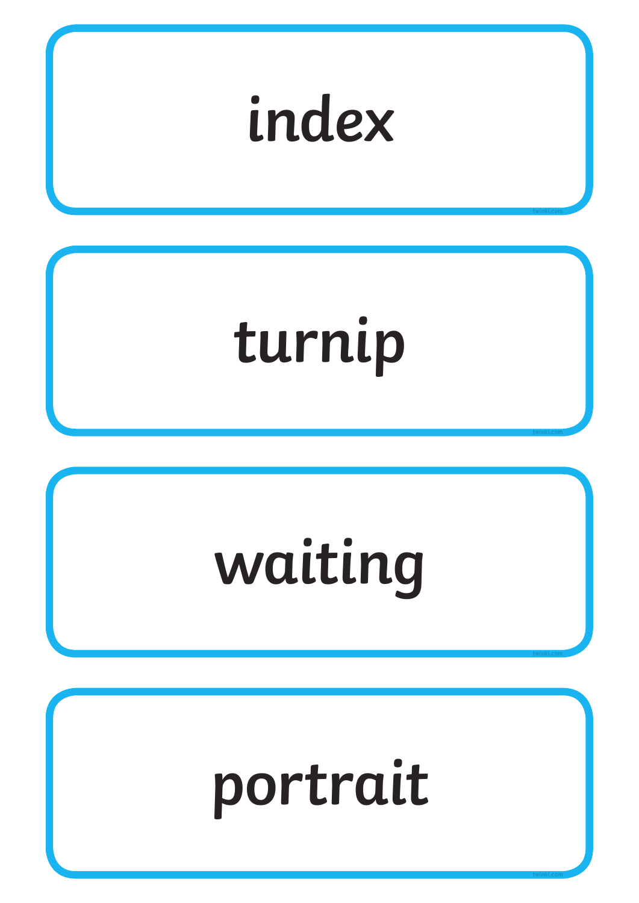index

turnip

waiting

portrait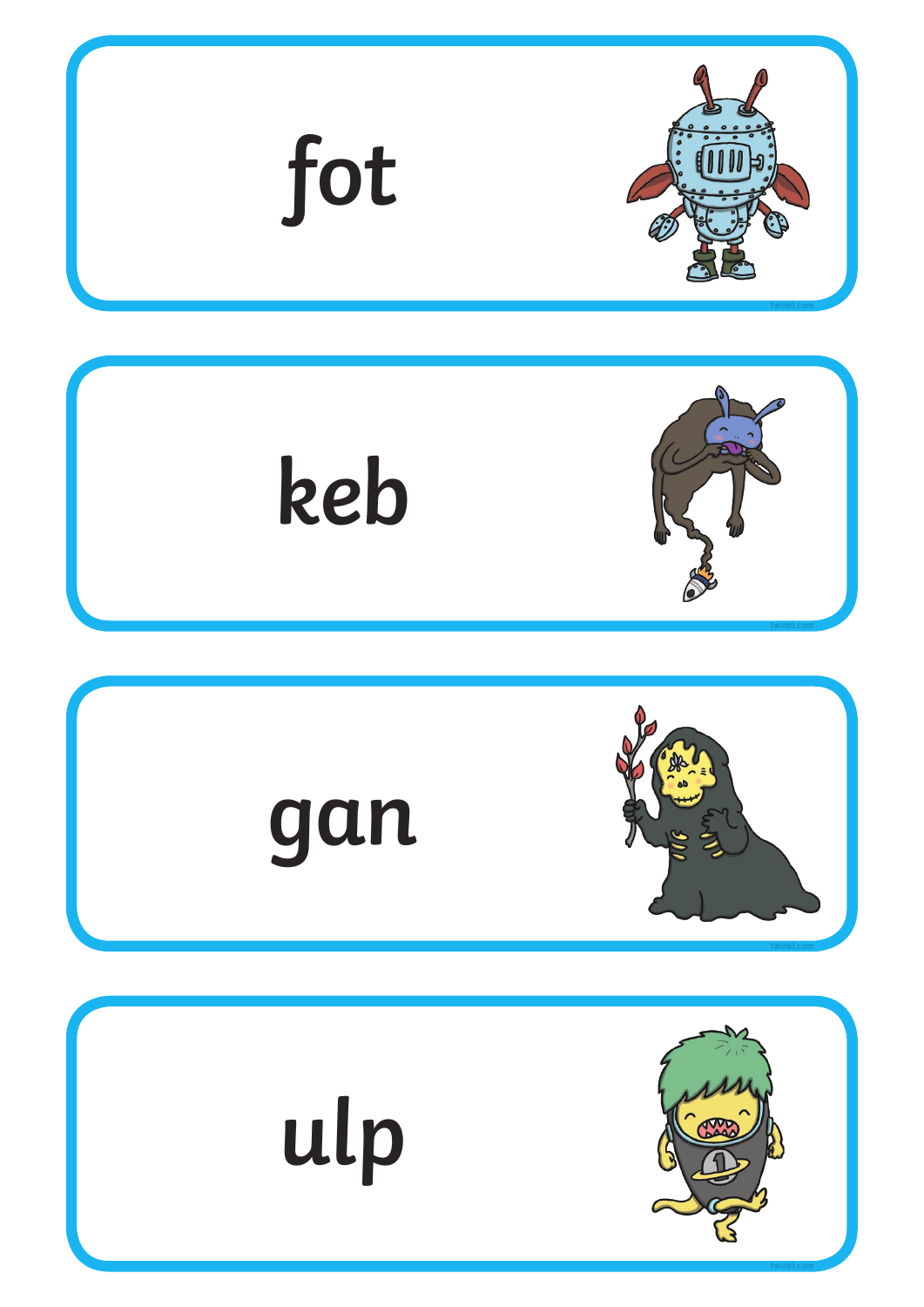fot

keb

gan

ulp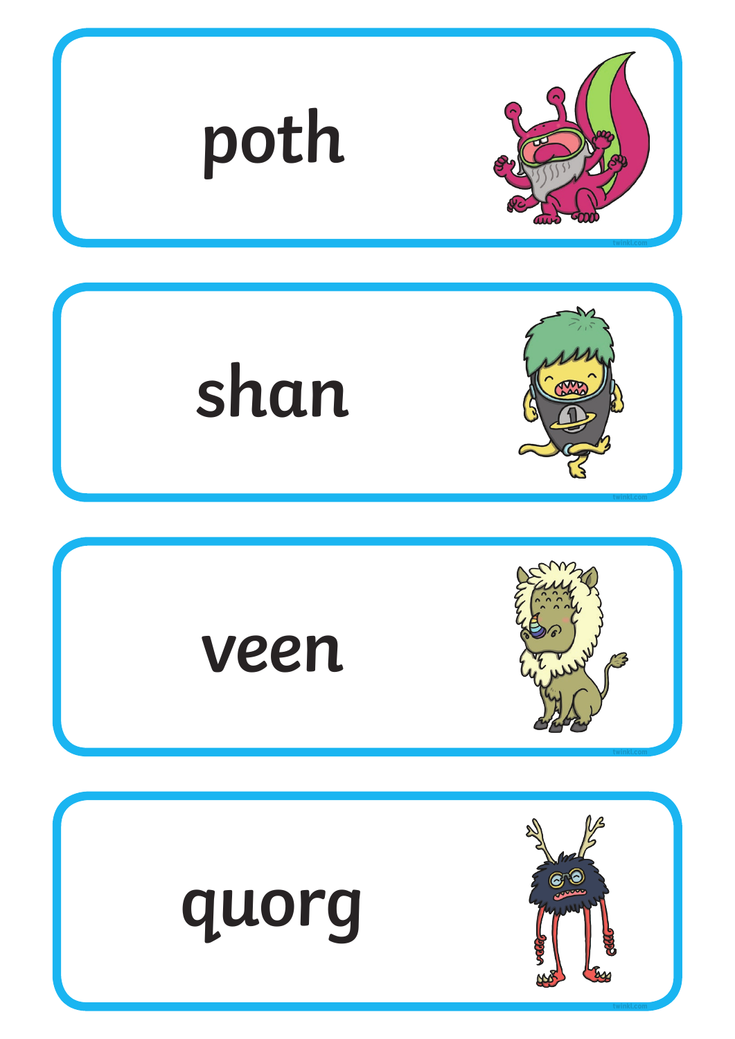poth

shan

veen

quorg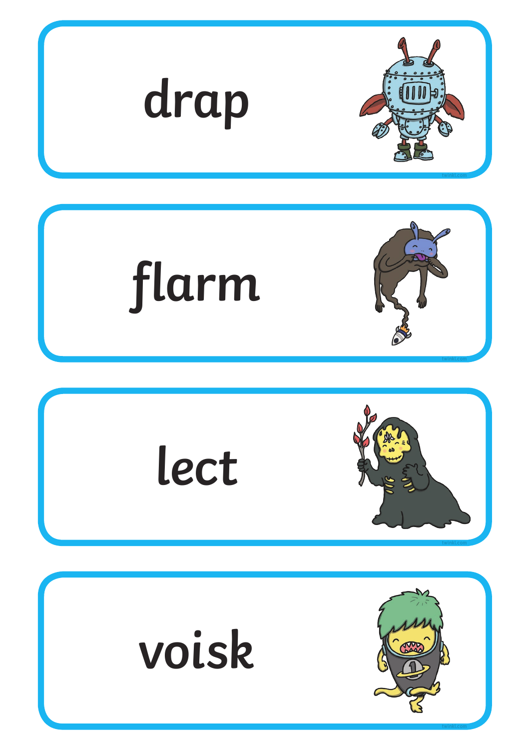drap

flarm

lect

voisk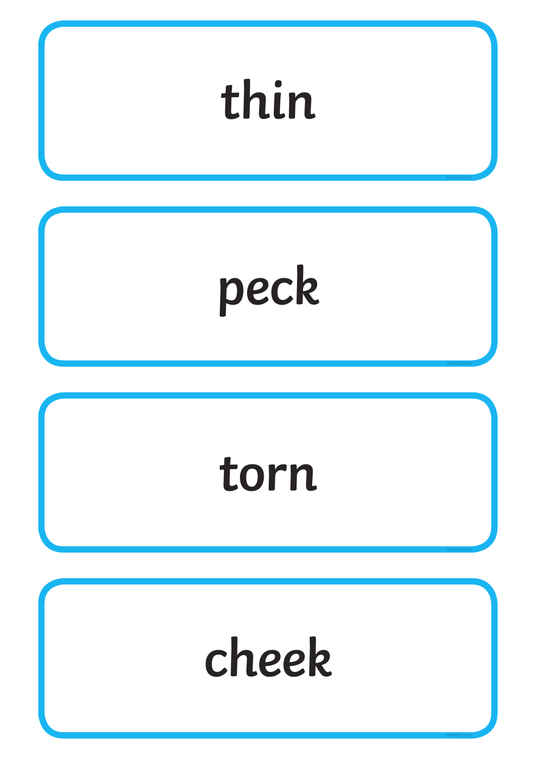thin

peck

torn

cheek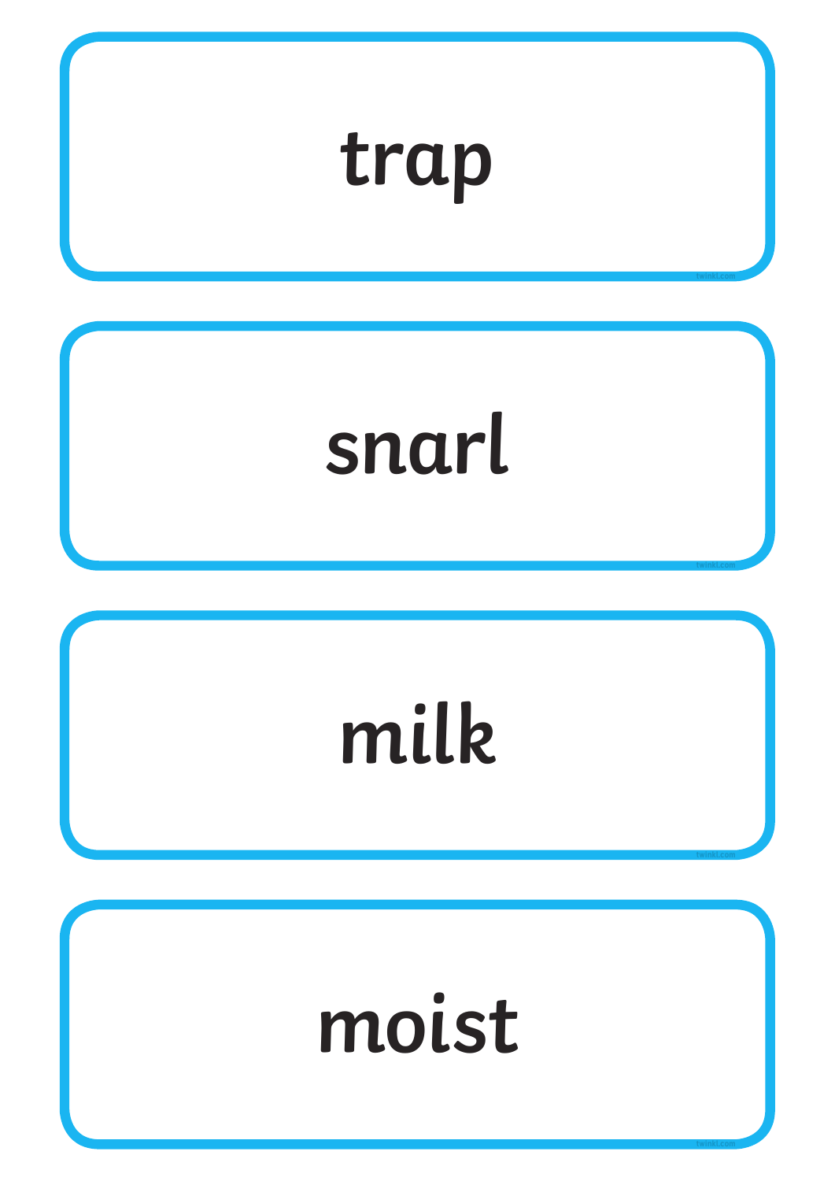trap

snarl

milk

moist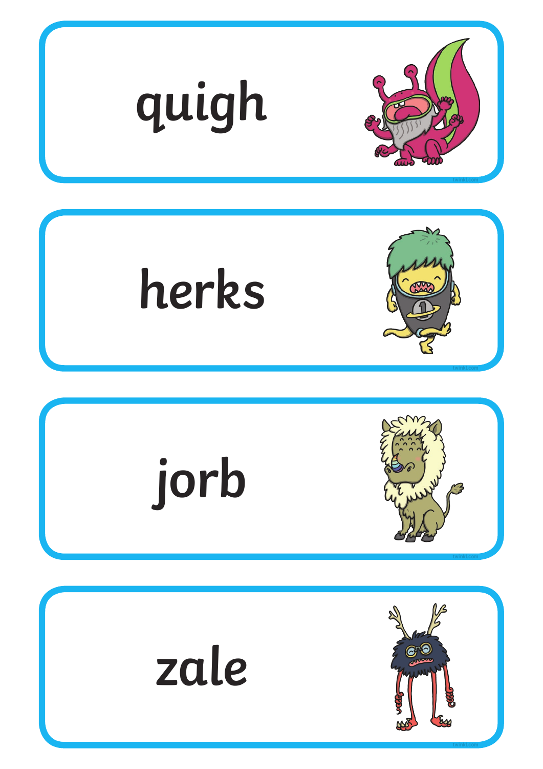quigh

herks

jorb

zale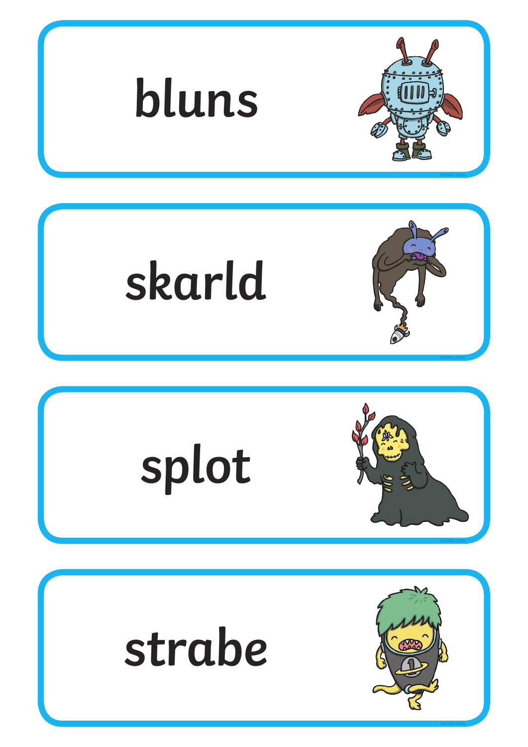bluns

skarld

splot

strabe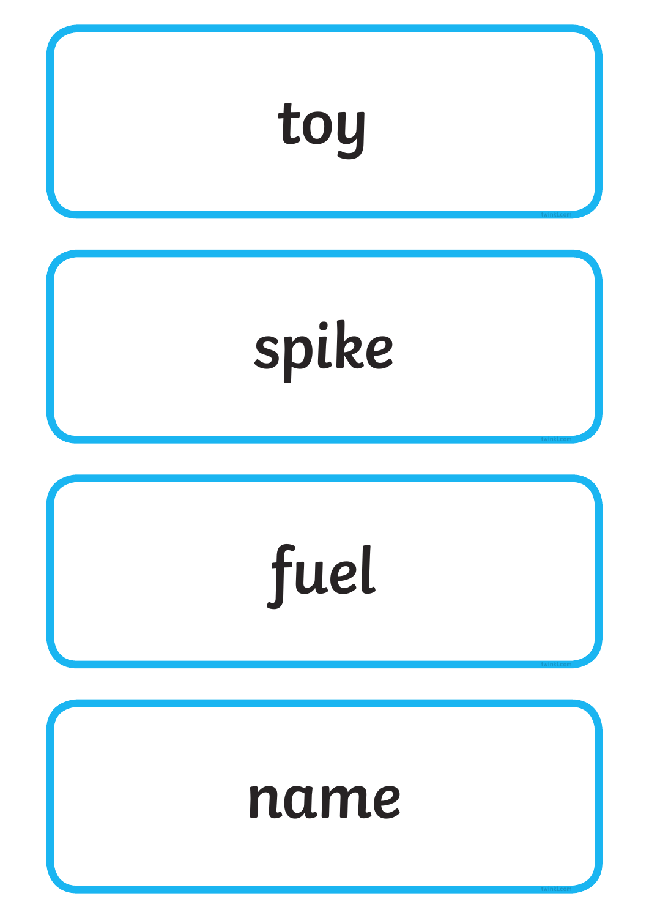toy

spike

fuel

name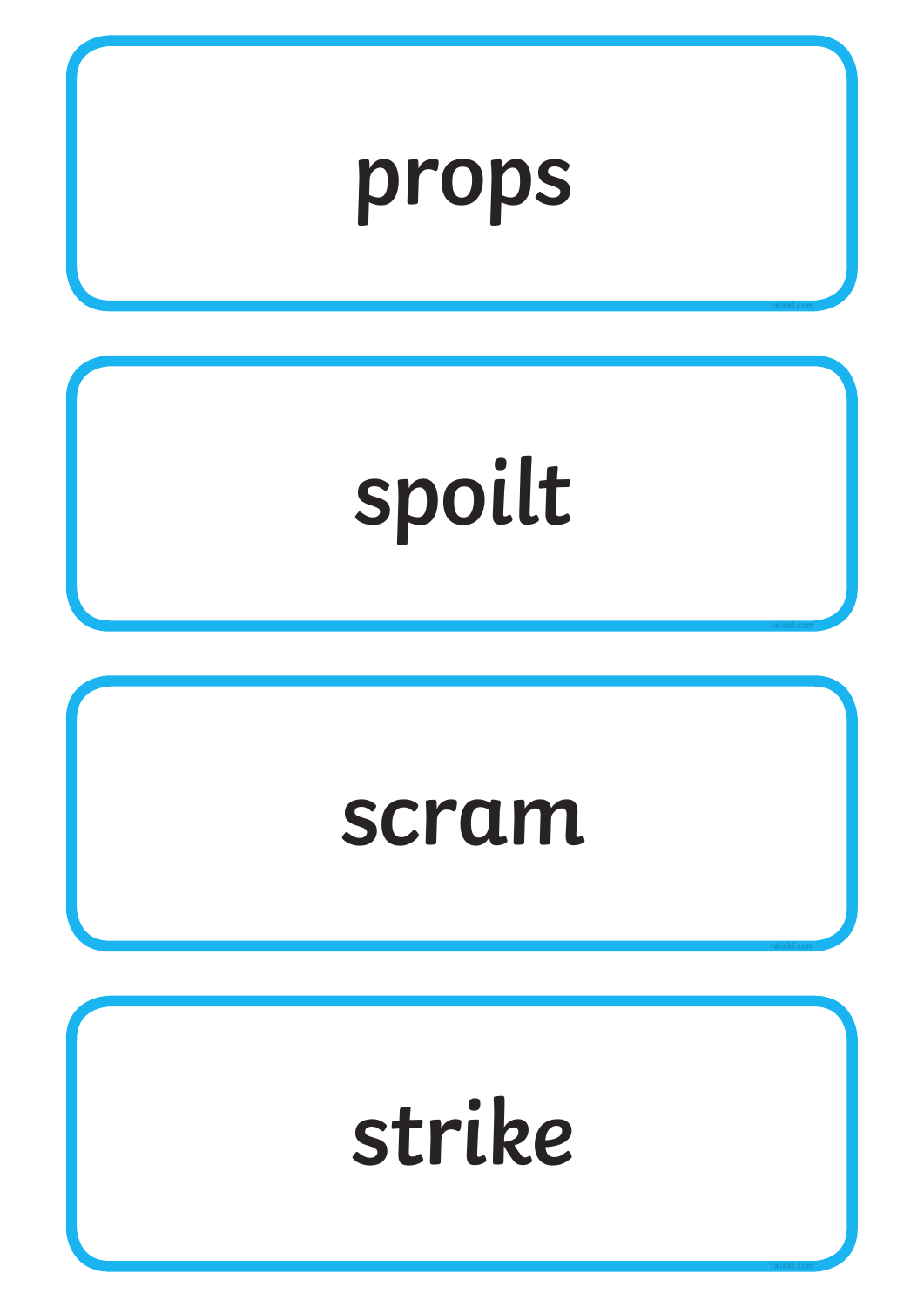props

spoilt

scram

strike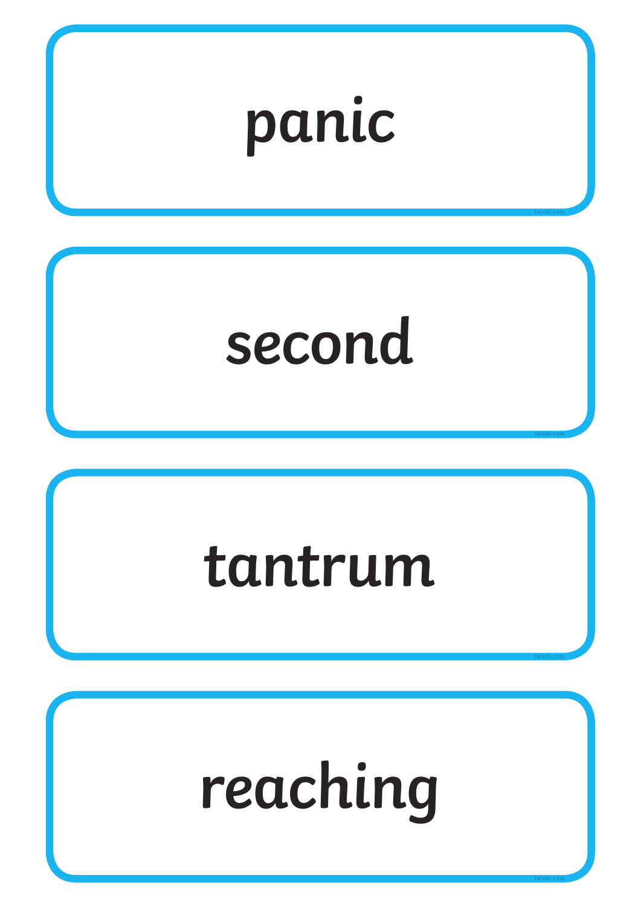panic

second

tantrum

reaching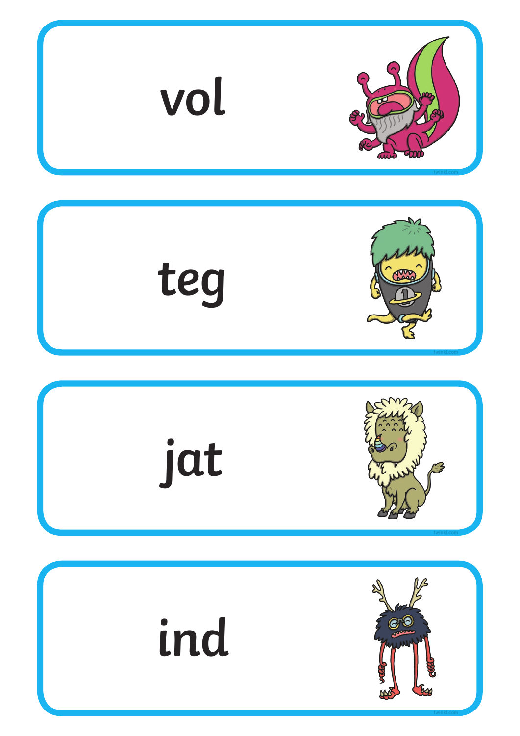vol

teg

jat

ind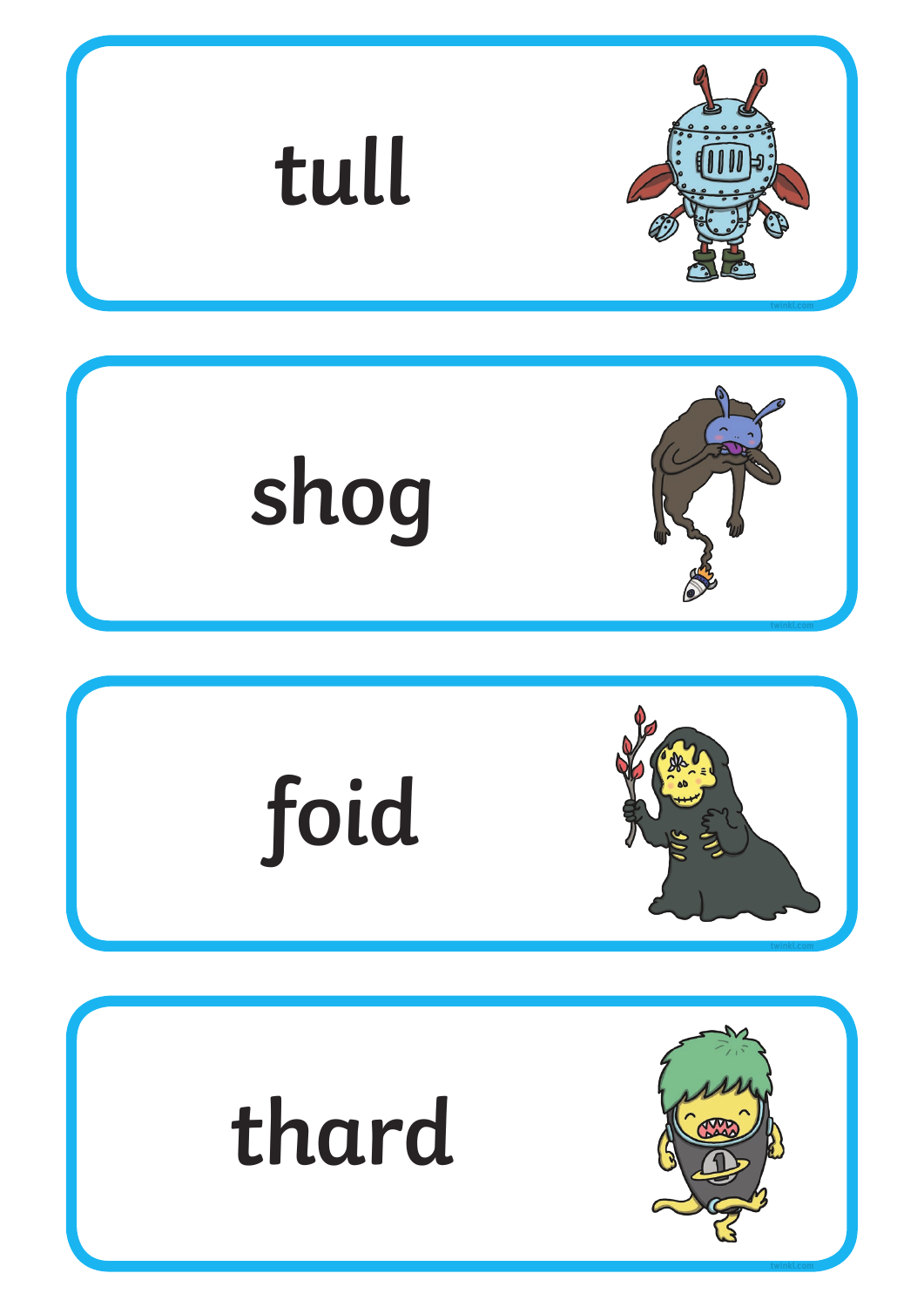tull

shog

foid

thard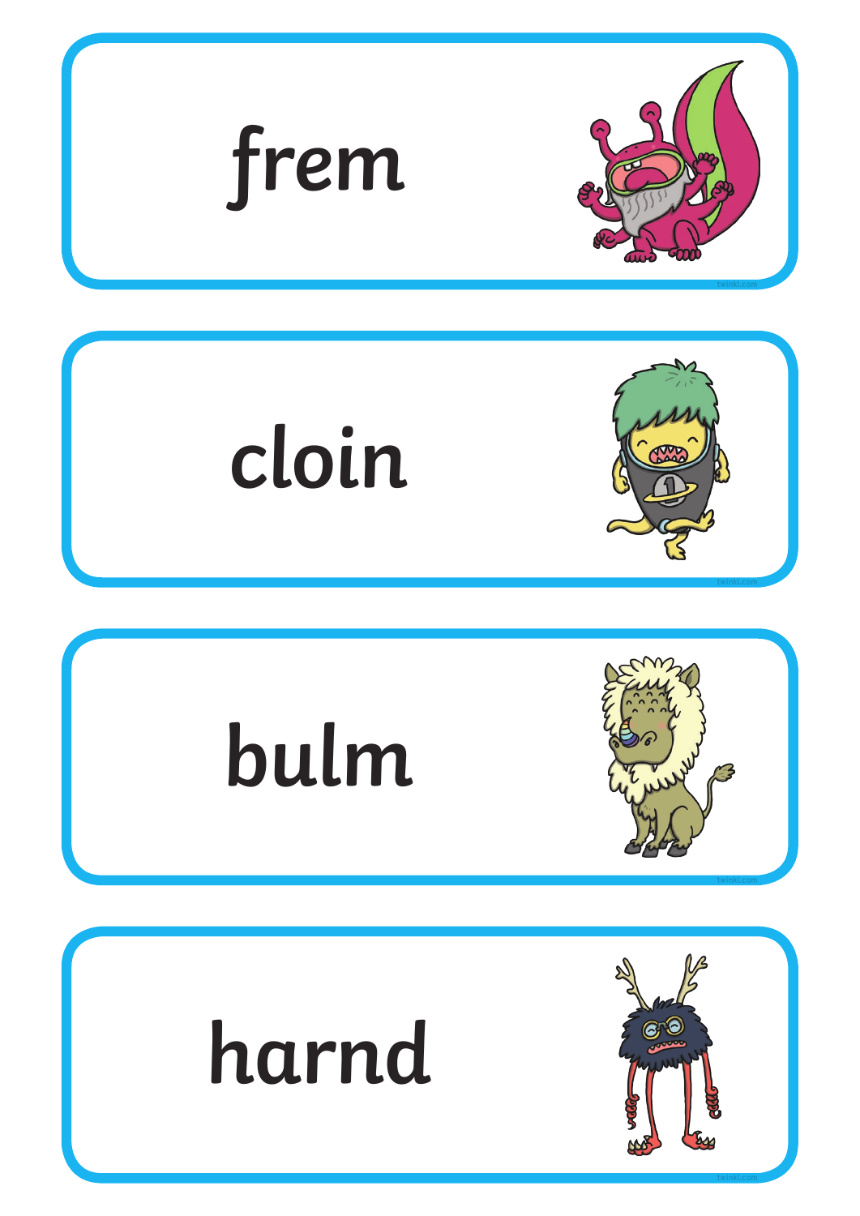frem

cloin

bulm

harnd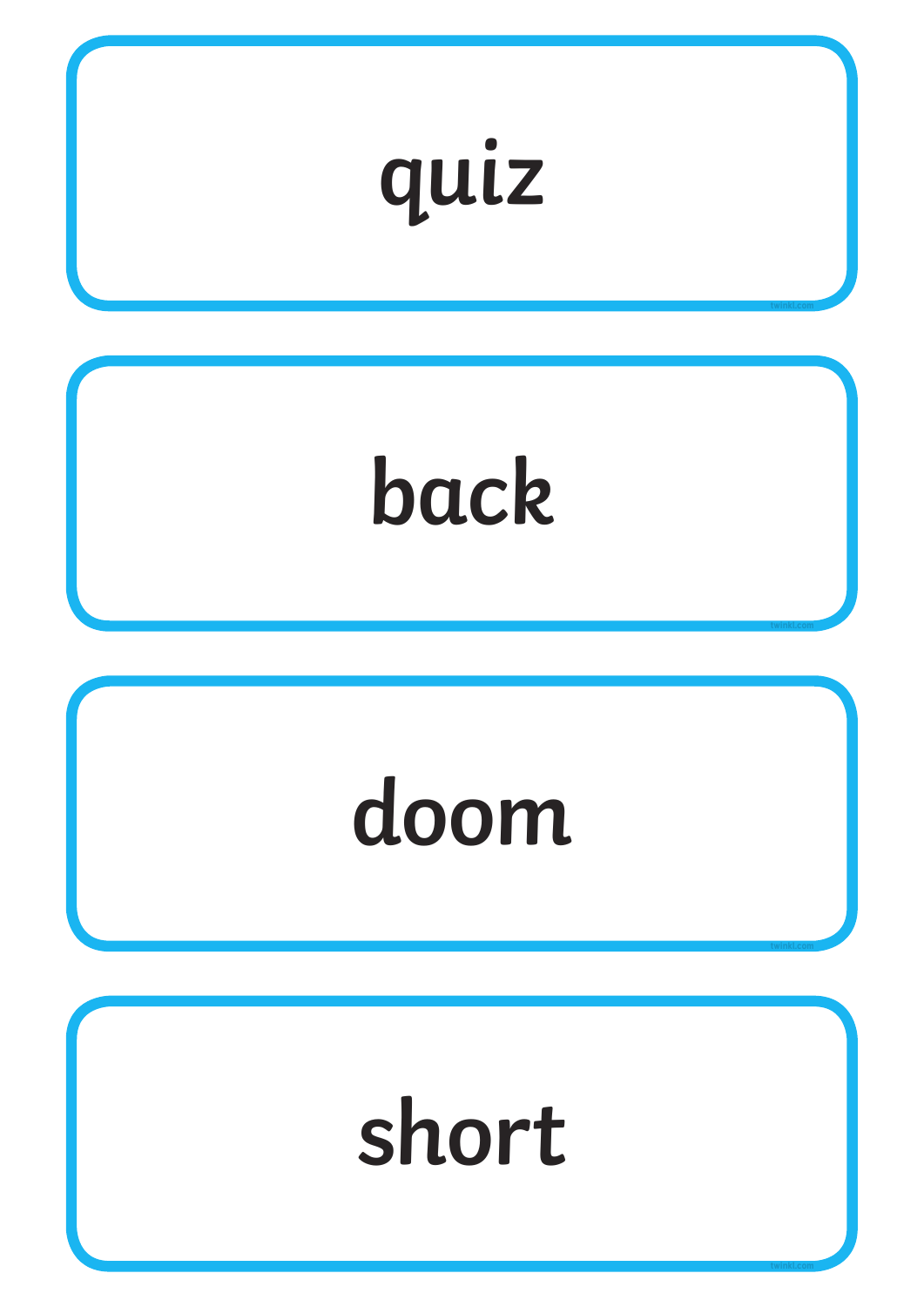quiz

back

doom

short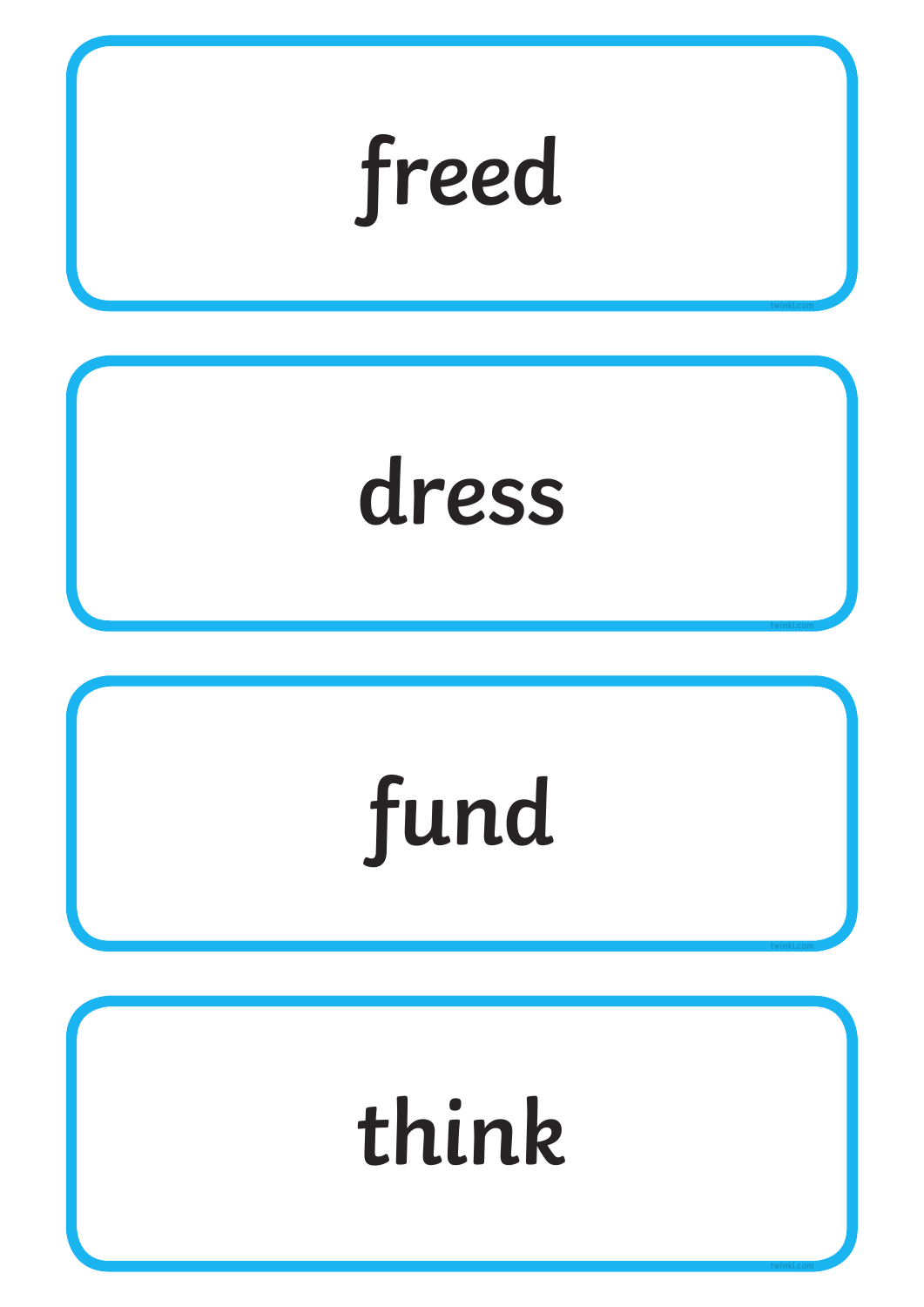freed

dress

fund

think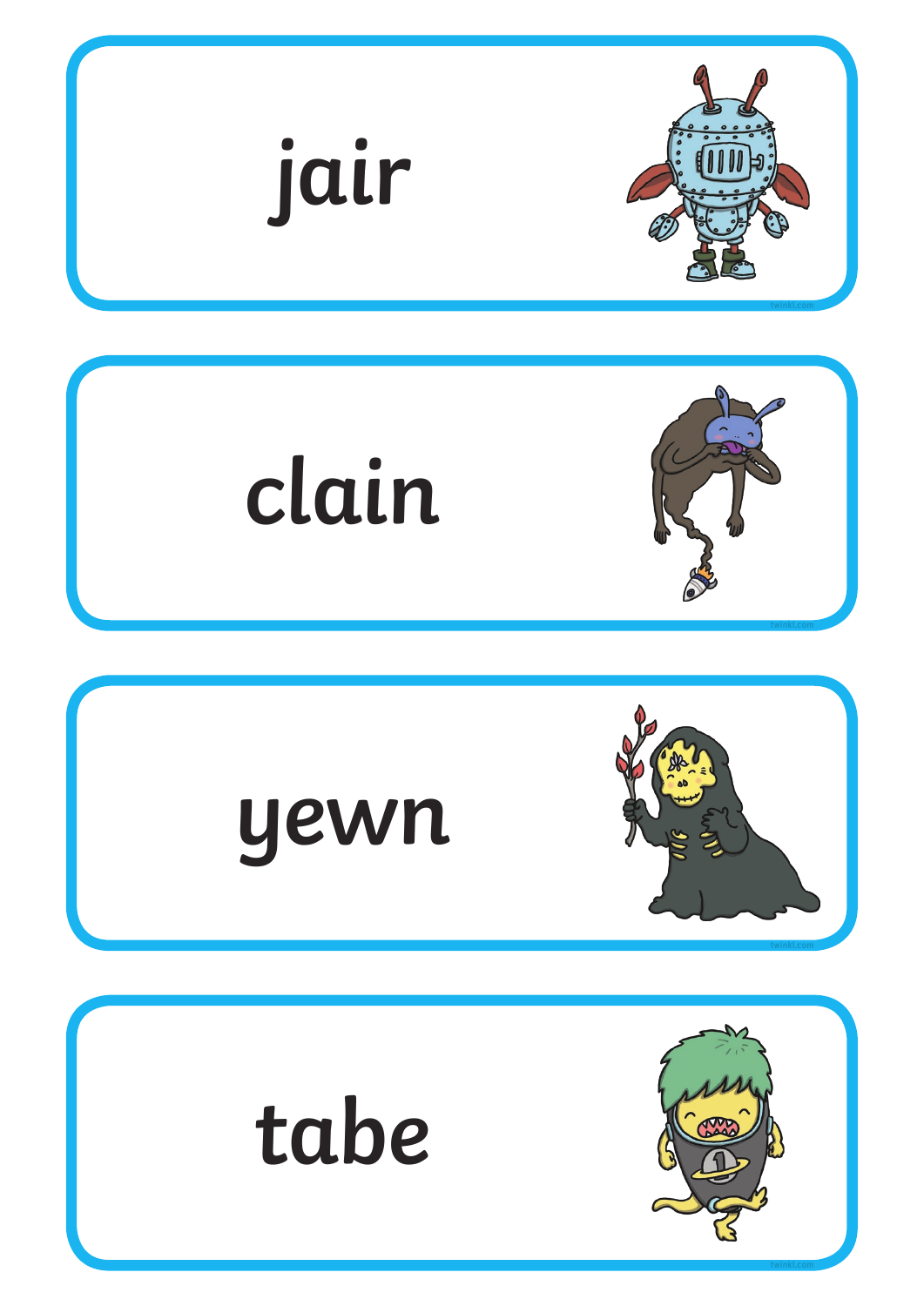jair

clain

yewn

tabe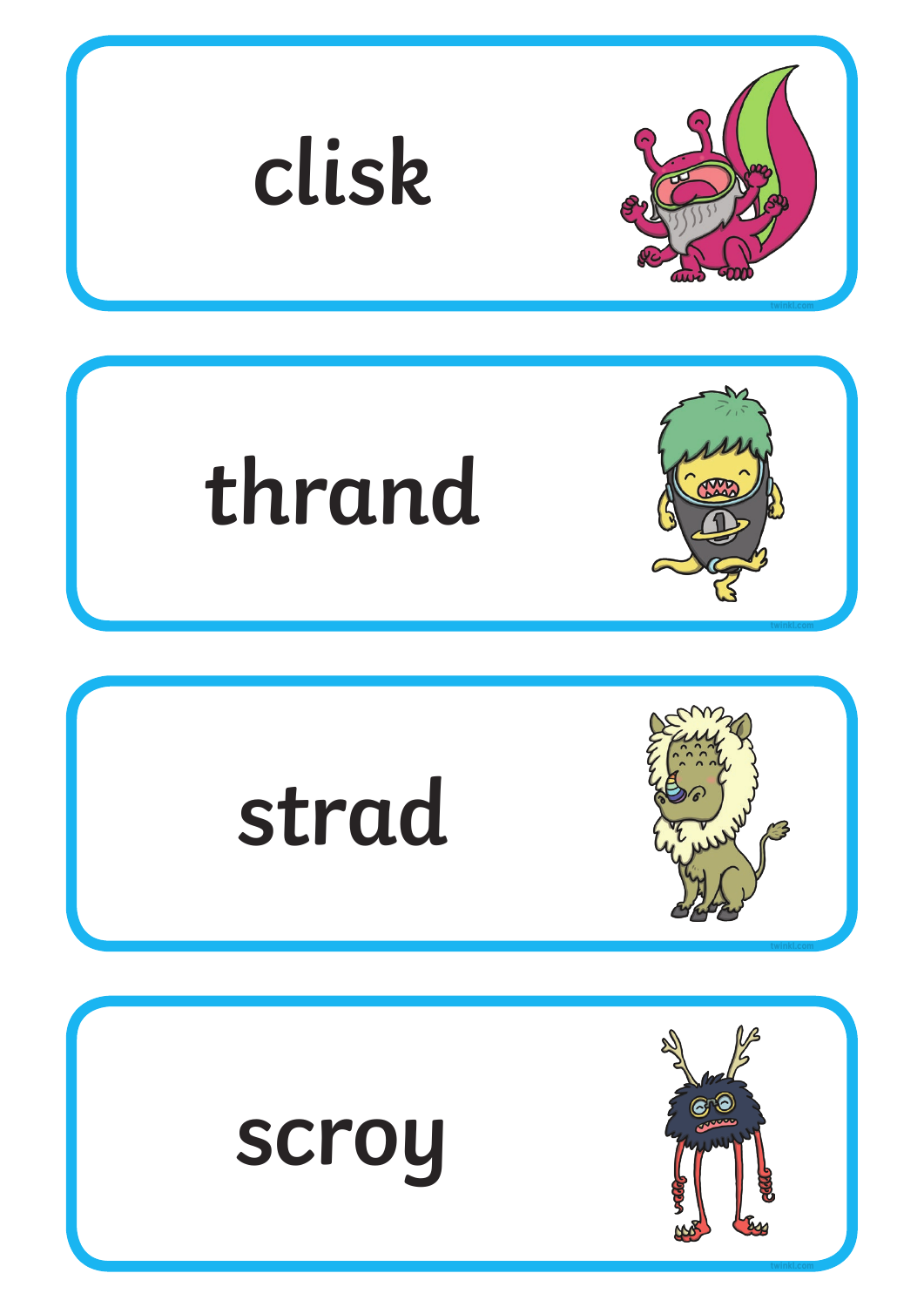clisk

thrand

strad

scroy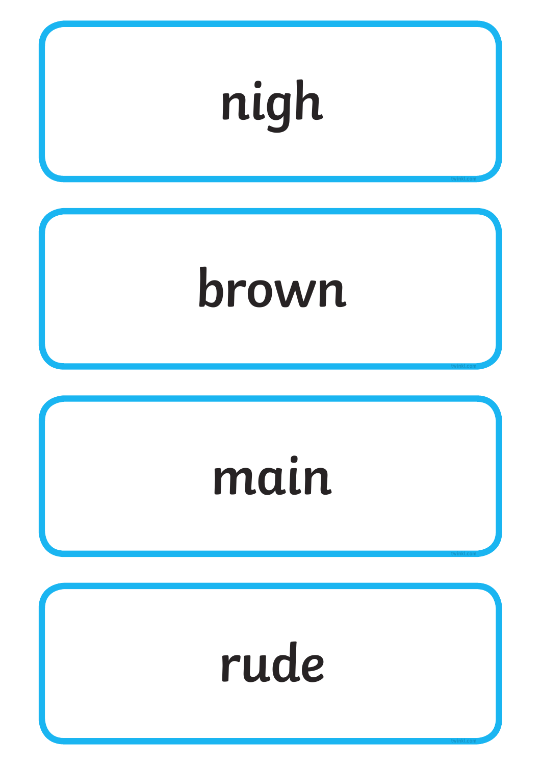nigh

brown

main

rude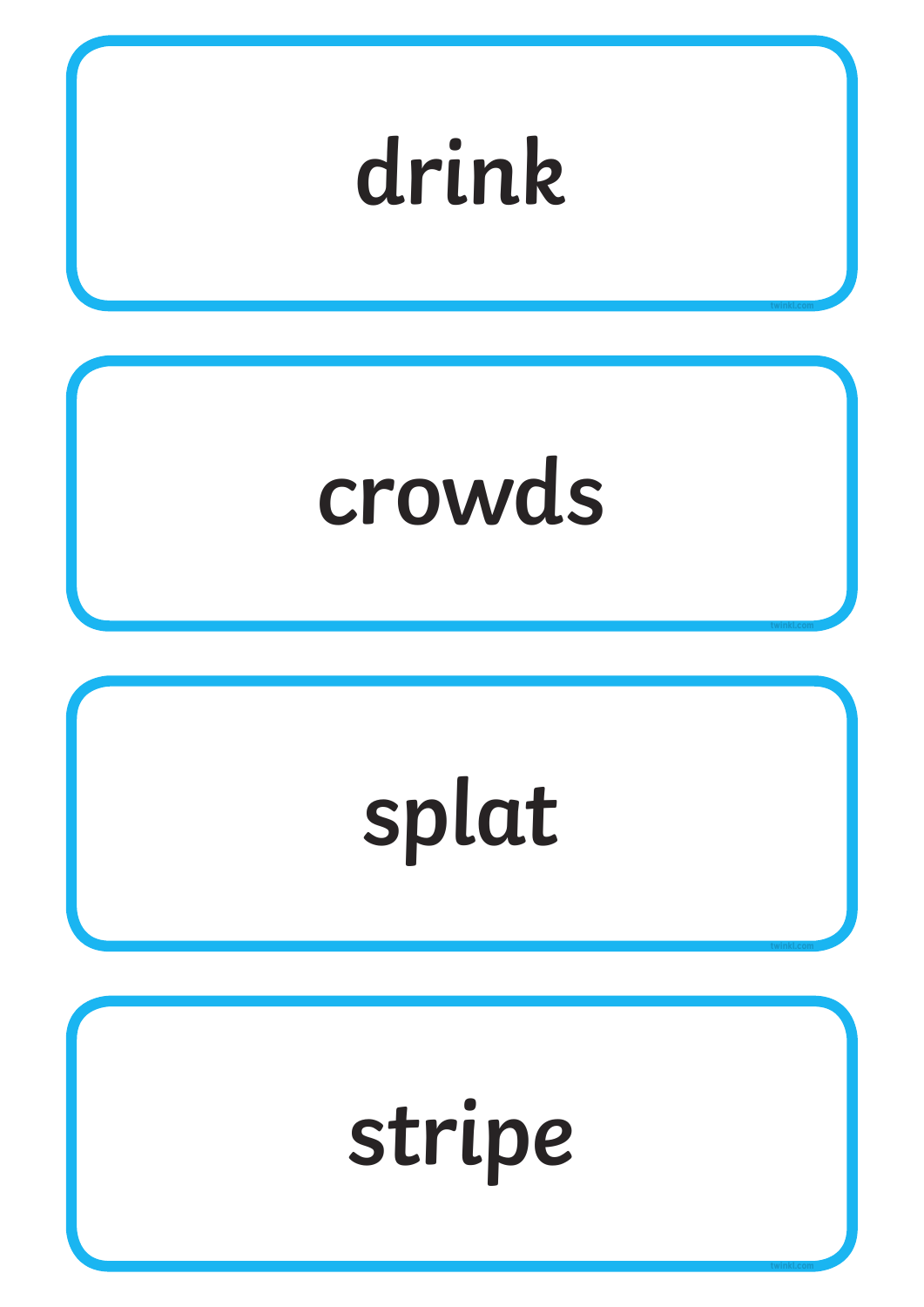drink

crowds

splat

stripe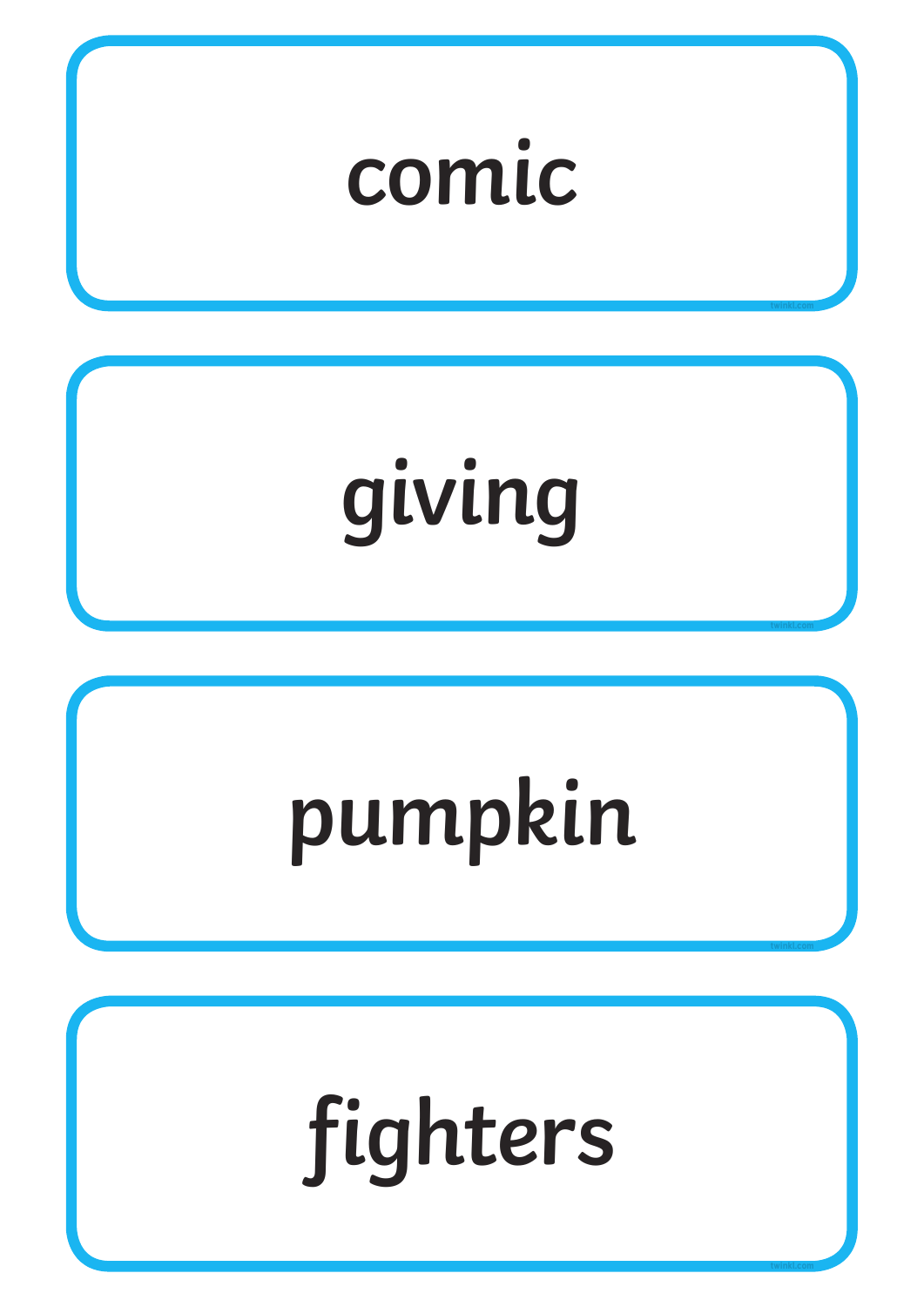comic

giving

pumpkin

fighters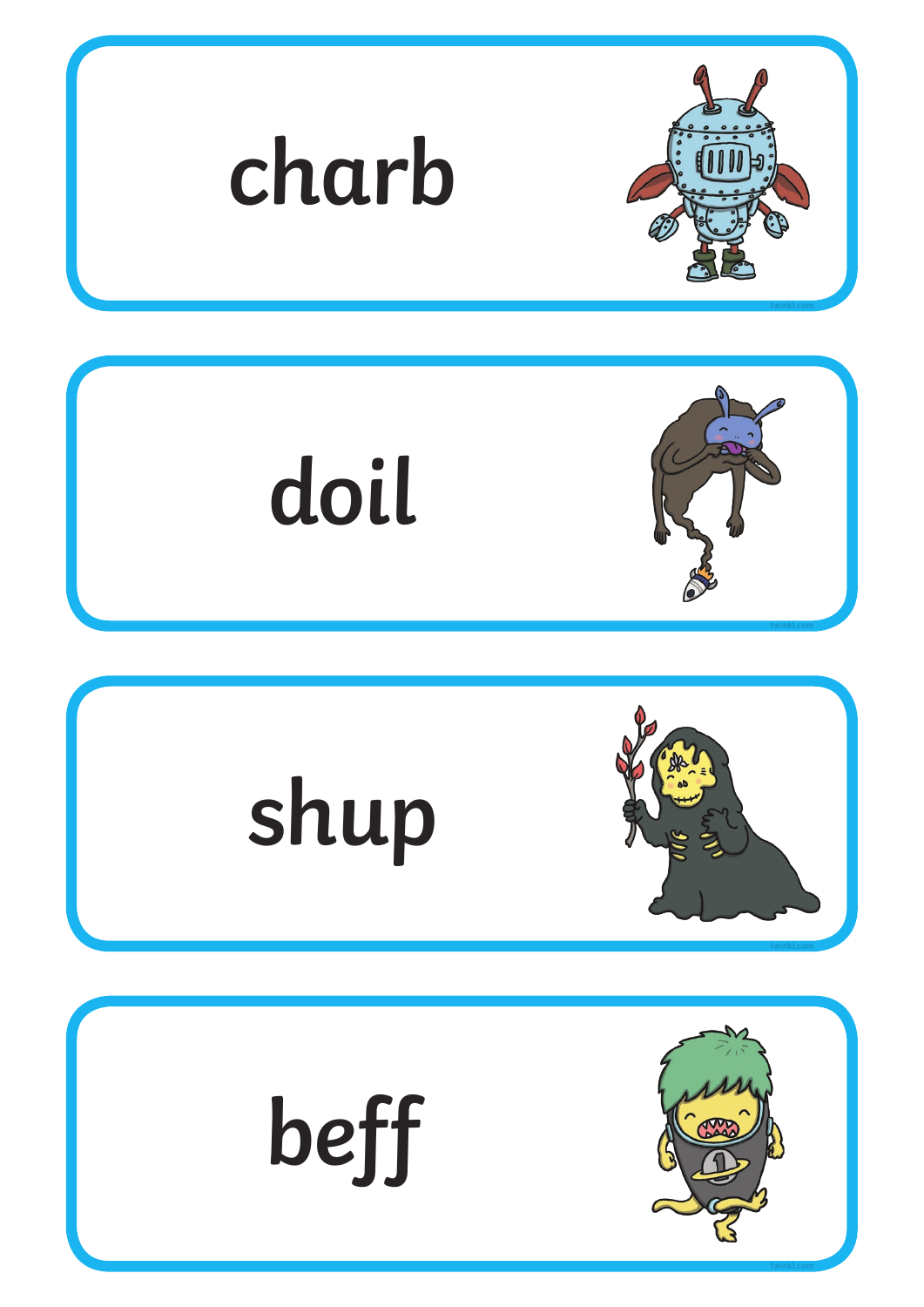charb

doil

shup

beff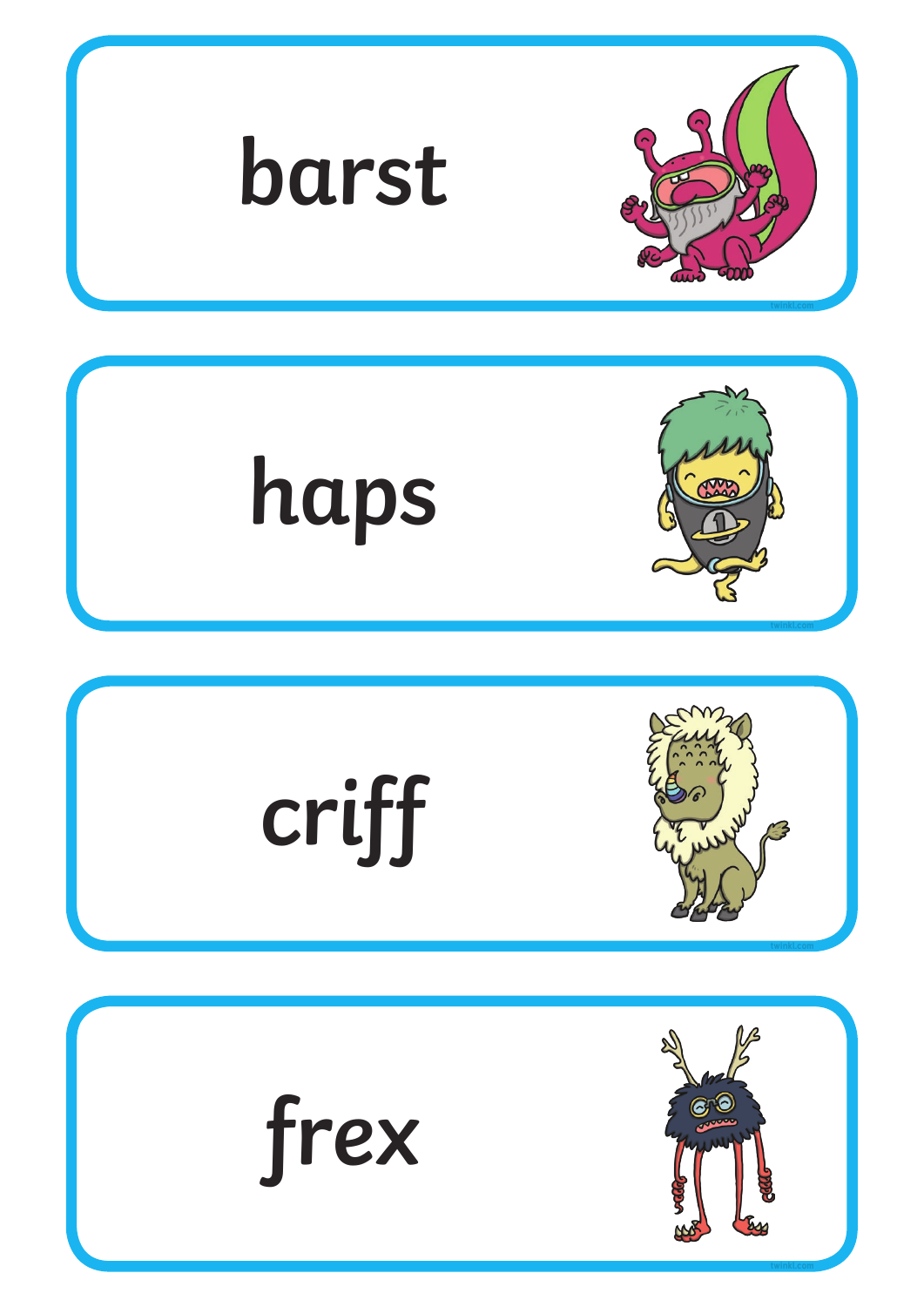barst

haps

criff

frex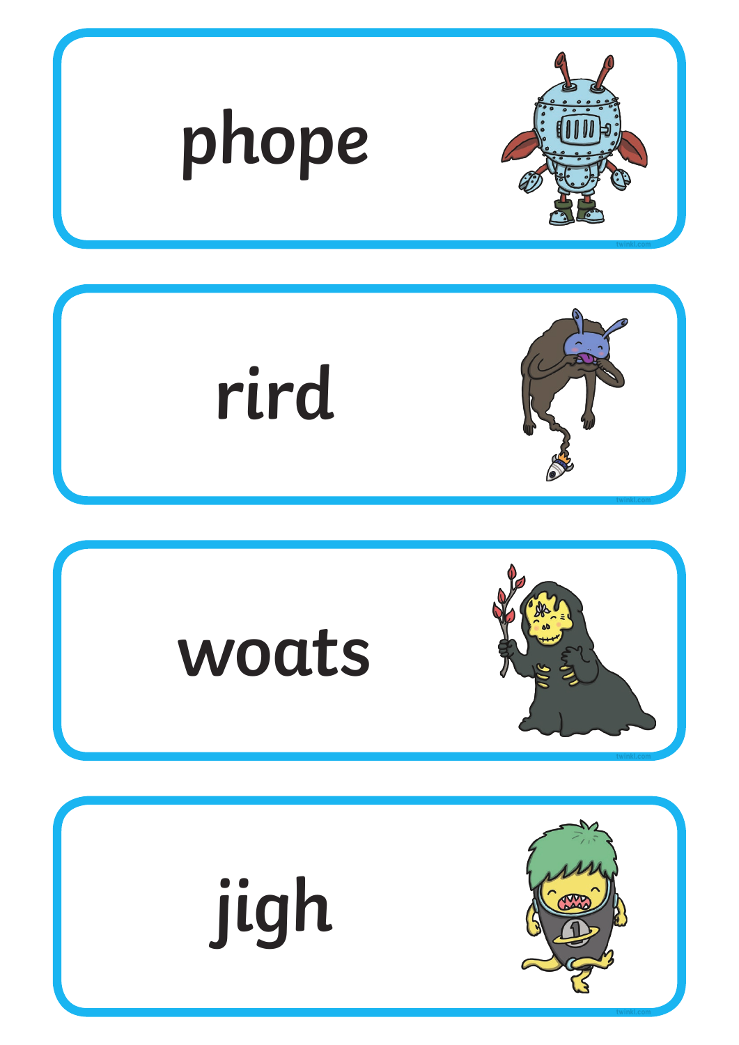phope

rird

woats

jigh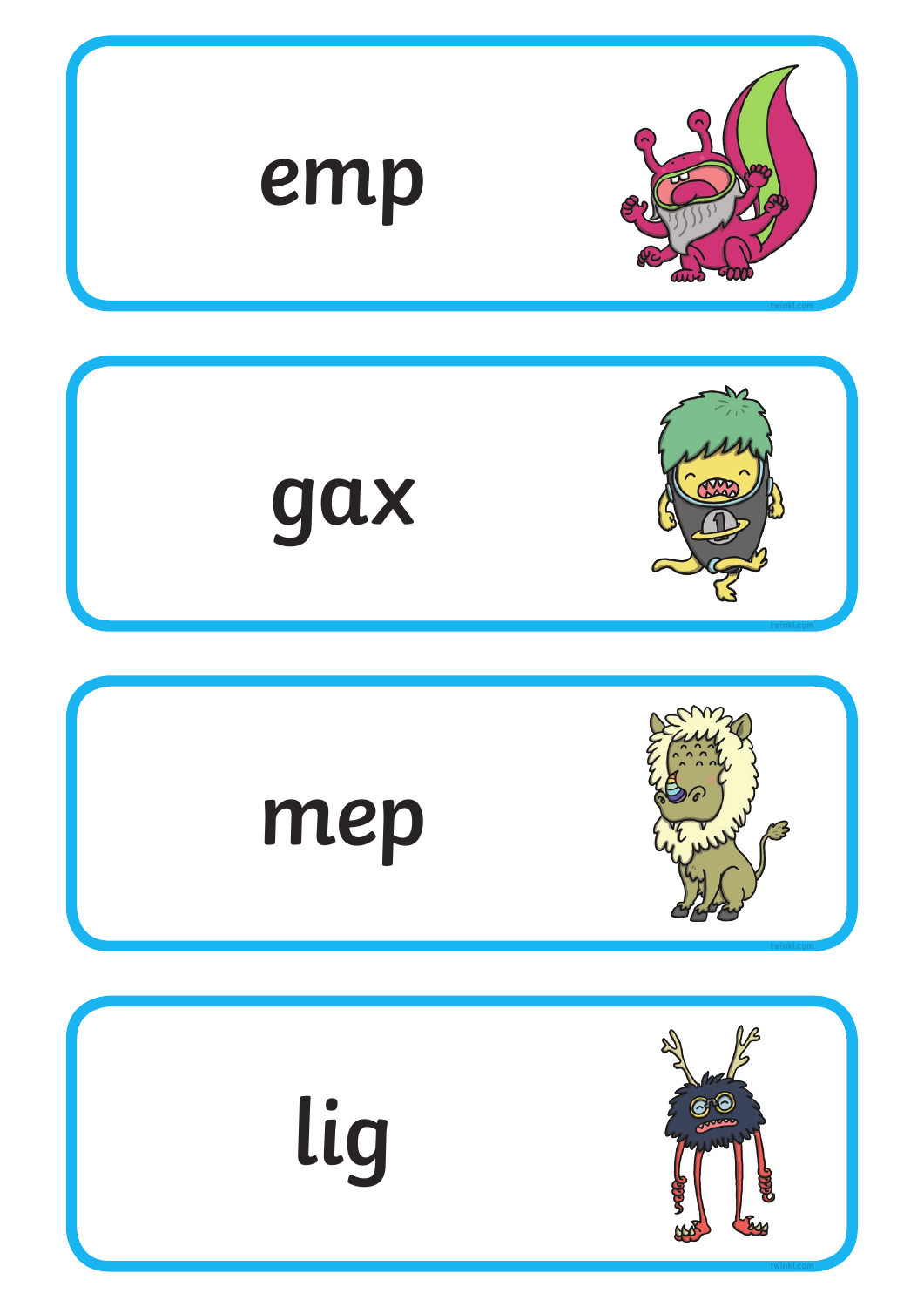emp

gax

mep

lig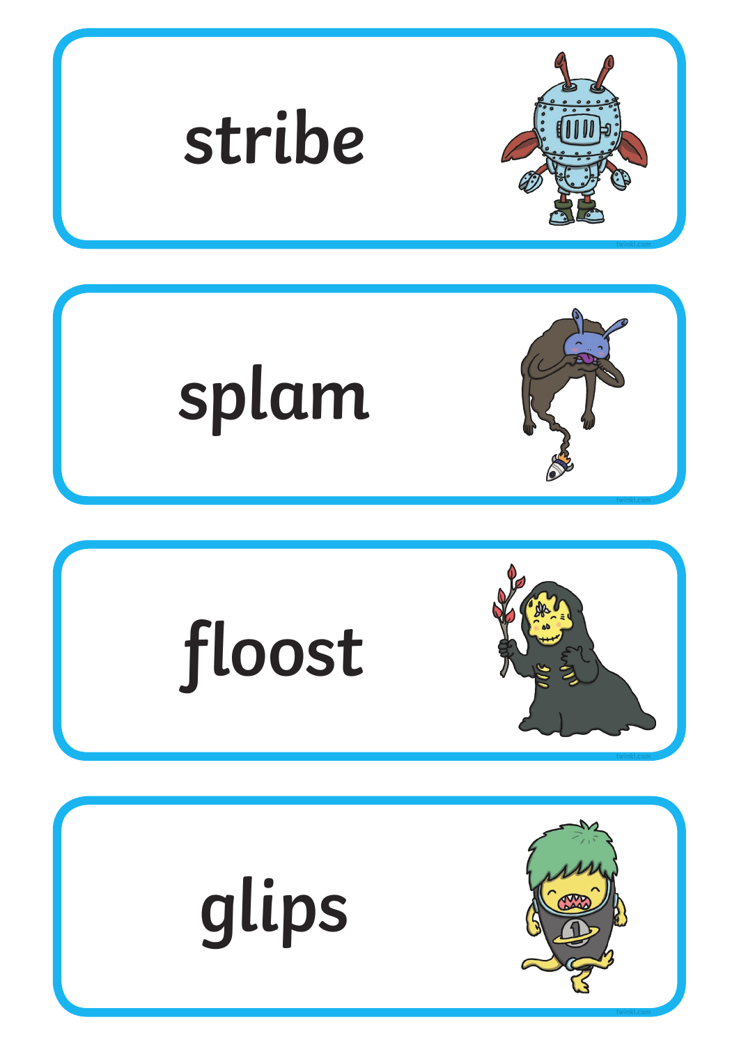stribe

splam

floost

glips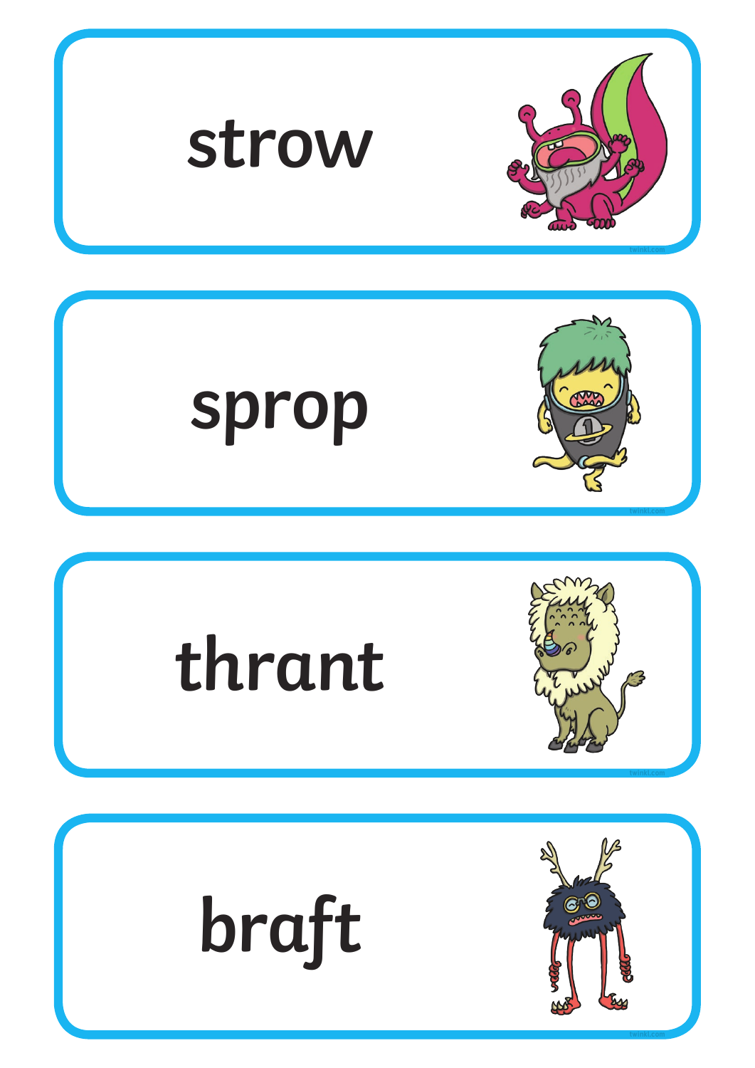strow

sprop

thrant

braft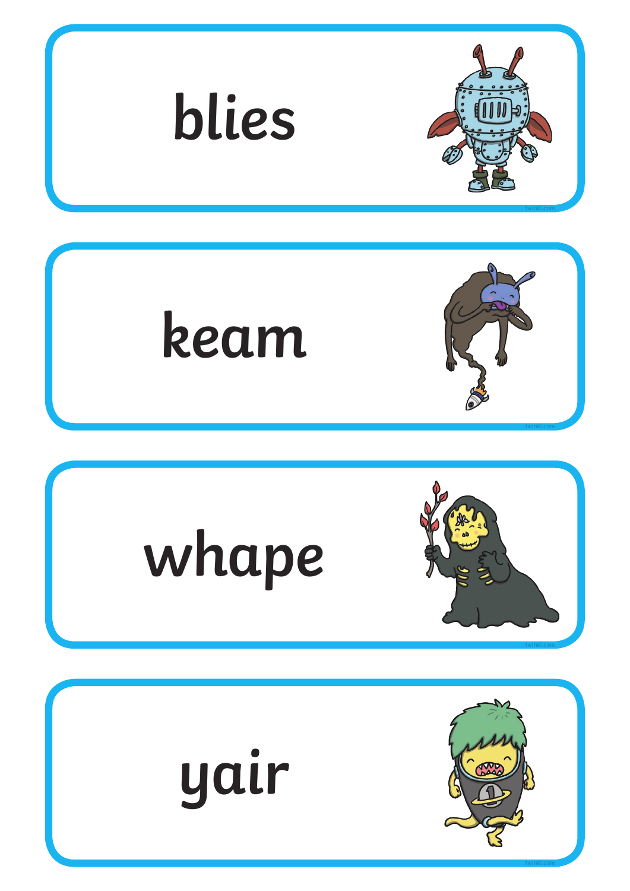blies

keam

whape

yair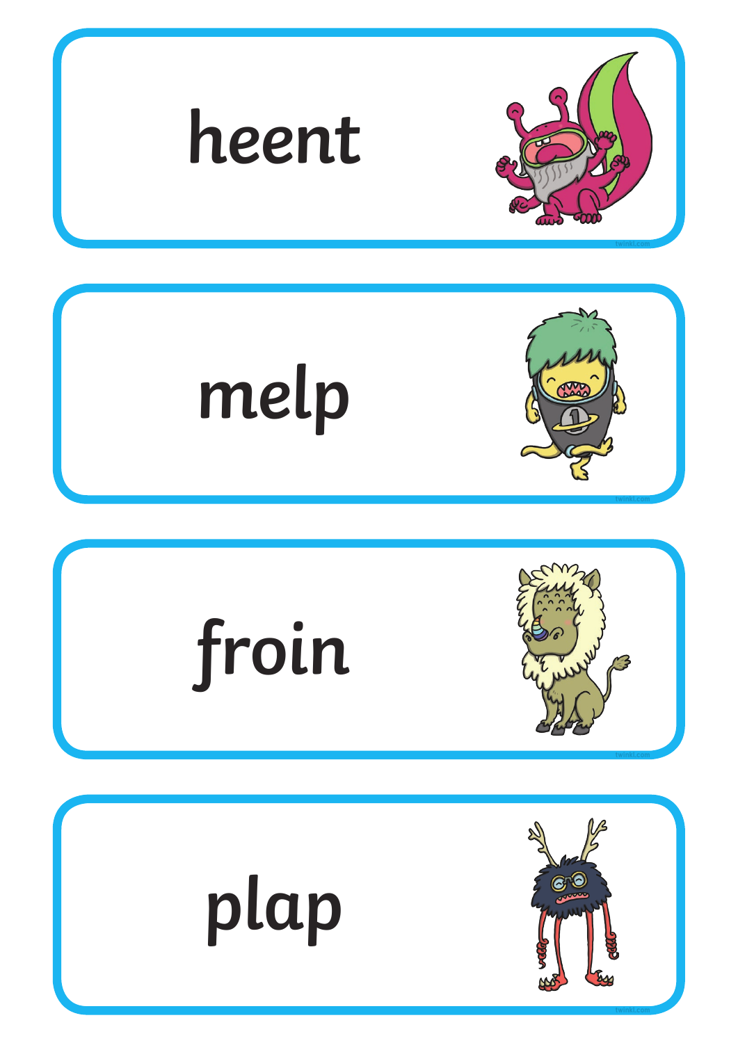heent

melp

froin

plap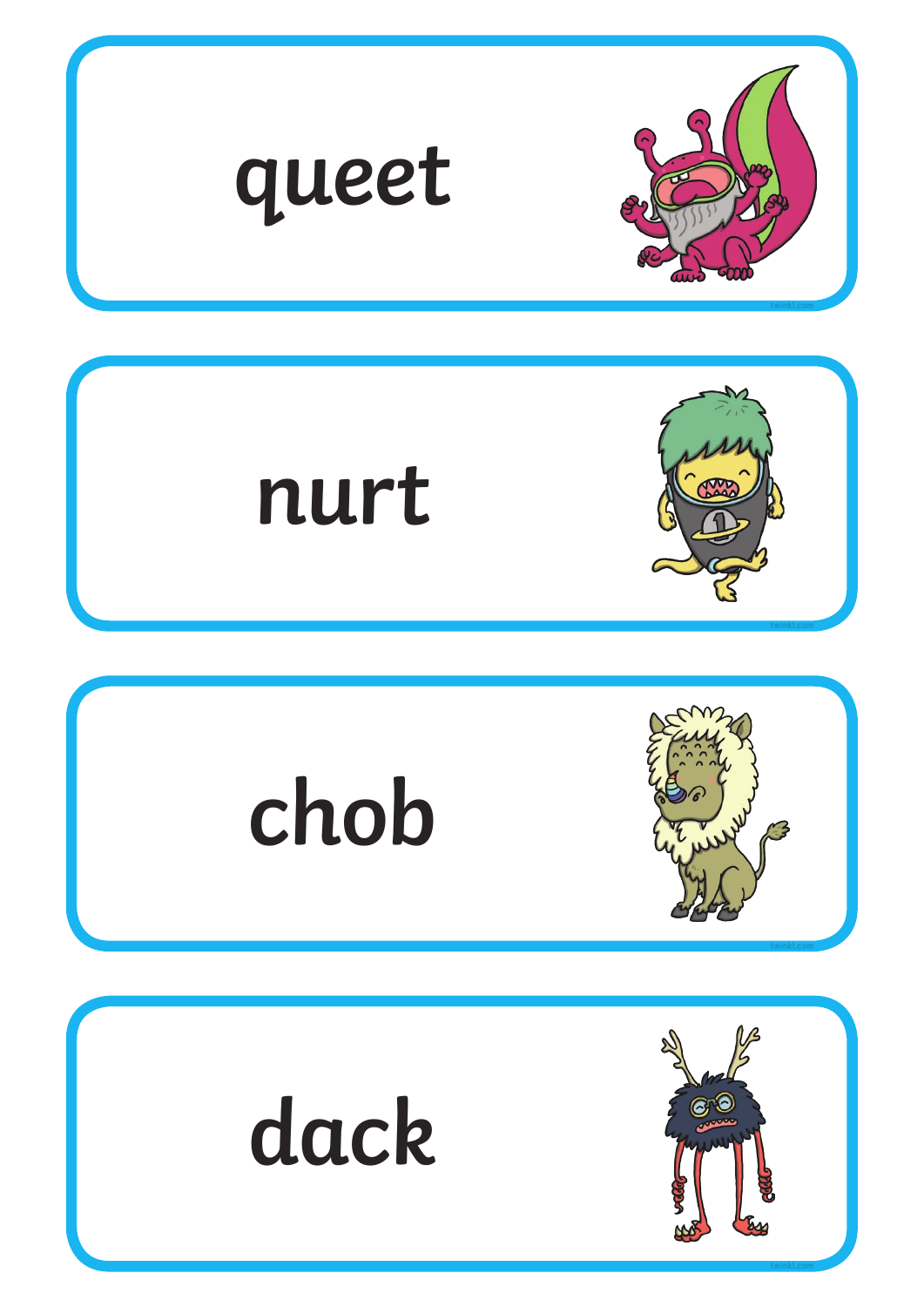queet

nurt

chob

dack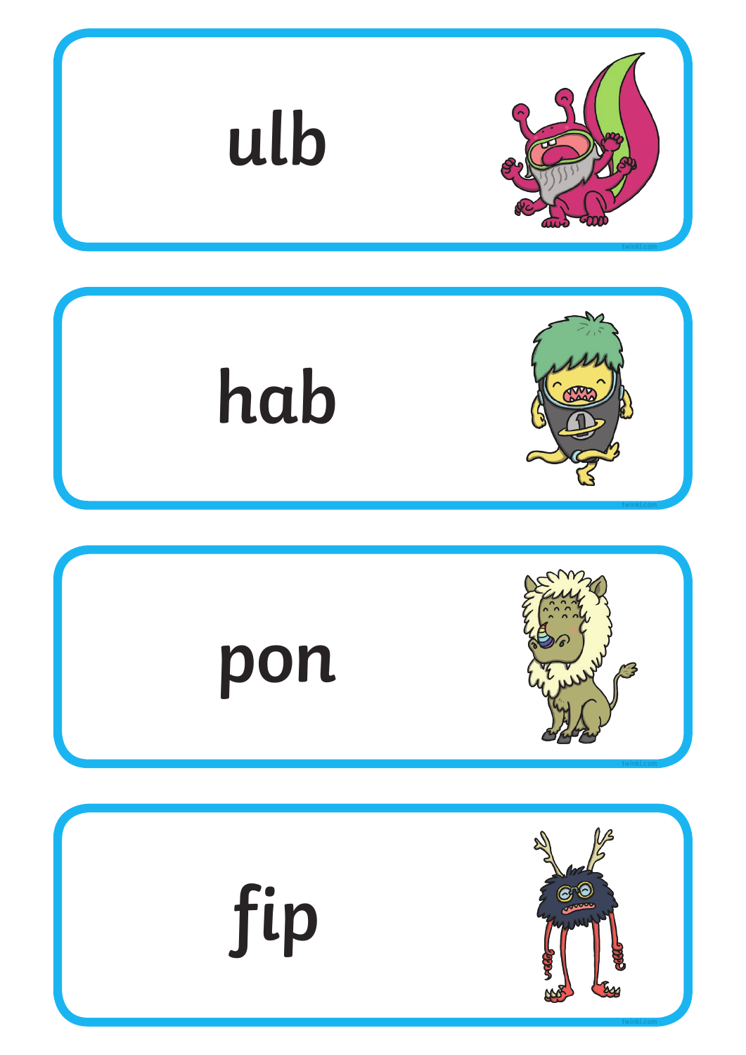ulb

hab

pon

fip